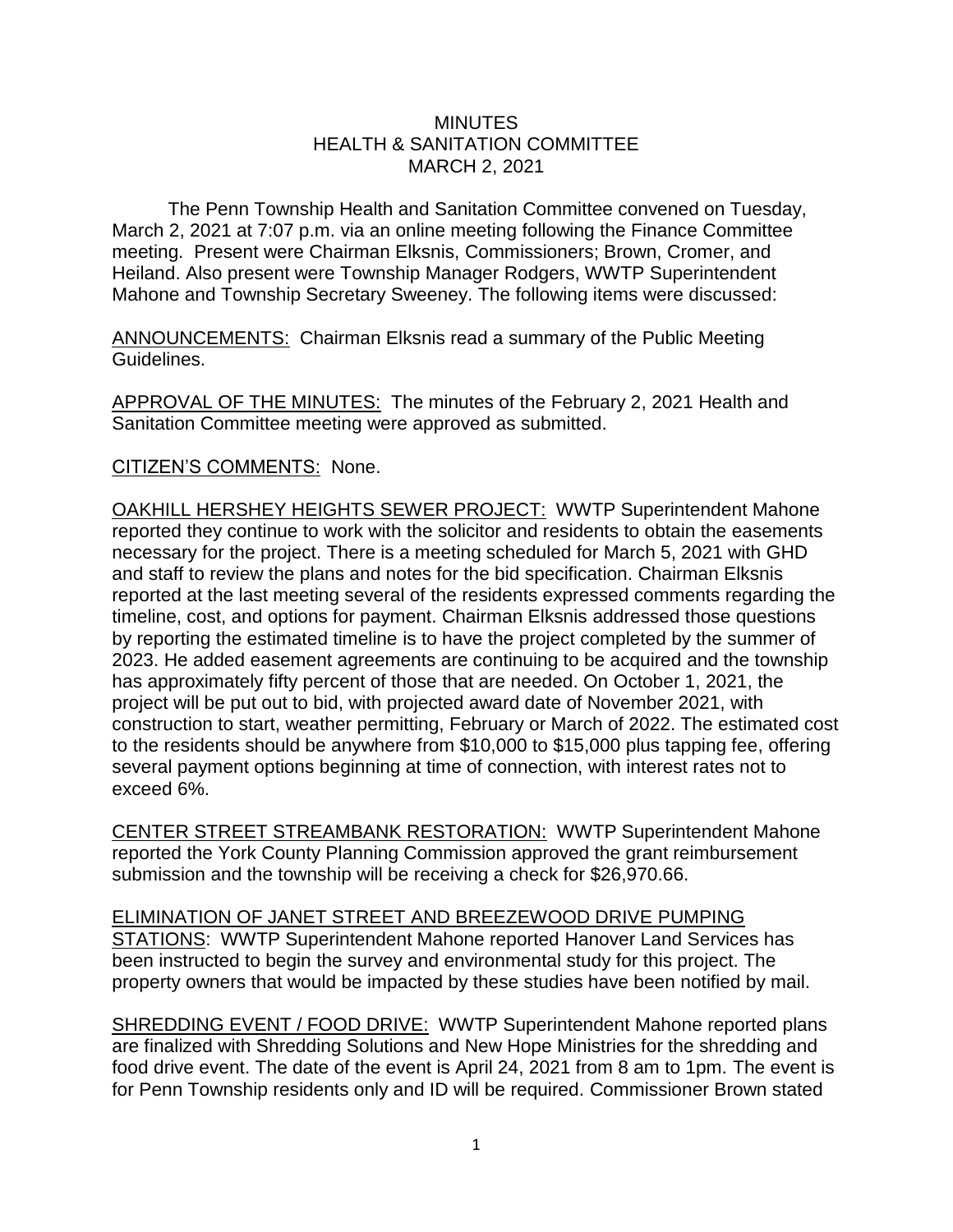MINUTES
HEALTH & SANITATION COMMITTEE
MARCH 2, 2021

The Penn Township Health and Sanitation Committee convened on Tuesday, March 2, 2021 at 7:07 p.m. via an online meeting following the Finance Committee meeting. Present were Chairman Elksnis, Commissioners; Brown, Cromer, and Heiland. Also present were Township Manager Rodgers, WWTP Superintendent Mahone and Township Secretary Sweeney. The following items were discussed:

ANNOUNCEMENTS: Chairman Elksnis read a summary of the Public Meeting Guidelines.

APPROVAL OF THE MINUTES: The minutes of the February 2, 2021 Health and Sanitation Committee meeting were approved as submitted.

CITIZEN'S COMMENTS: None.

OAKHILL HERSHEY HEIGHTS SEWER PROJECT: WWTP Superintendent Mahone reported they continue to work with the solicitor and residents to obtain the easements necessary for the project. There is a meeting scheduled for March 5, 2021 with GHD and staff to review the plans and notes for the bid specification. Chairman Elksnis reported at the last meeting several of the residents expressed comments regarding the timeline, cost, and options for payment. Chairman Elksnis addressed those questions by reporting the estimated timeline is to have the project completed by the summer of 2023. He added easement agreements are continuing to be acquired and the township has approximately fifty percent of those that are needed. On October 1, 2021, the project will be put out to bid, with projected award date of November 2021, with construction to start, weather permitting, February or March of 2022. The estimated cost to the residents should be anywhere from \$10,000 to \$15,000 plus tapping fee, offering several payment options beginning at time of connection, with interest rates not to exceed 6%.

CENTER STREET STREAMBANK RESTORATION: WWTP Superintendent Mahone reported the York County Planning Commission approved the grant reimbursement submission and the township will be receiving a check for \$26,970.66.

ELIMINATION OF JANET STREET AND BREEZEWOOD DRIVE PUMPING STATIONS: WWTP Superintendent Mahone reported Hanover Land Services has been instructed to begin the survey and environmental study for this project. The property owners that would be impacted by these studies have been notified by mail.

SHREDDING EVENT / FOOD DRIVE: WWTP Superintendent Mahone reported plans are finalized with Shredding Solutions and New Hope Ministries for the shredding and food drive event. The date of the event is April 24, 2021 from 8 am to 1pm. The event is for Penn Township residents only and ID will be required. Commissioner Brown stated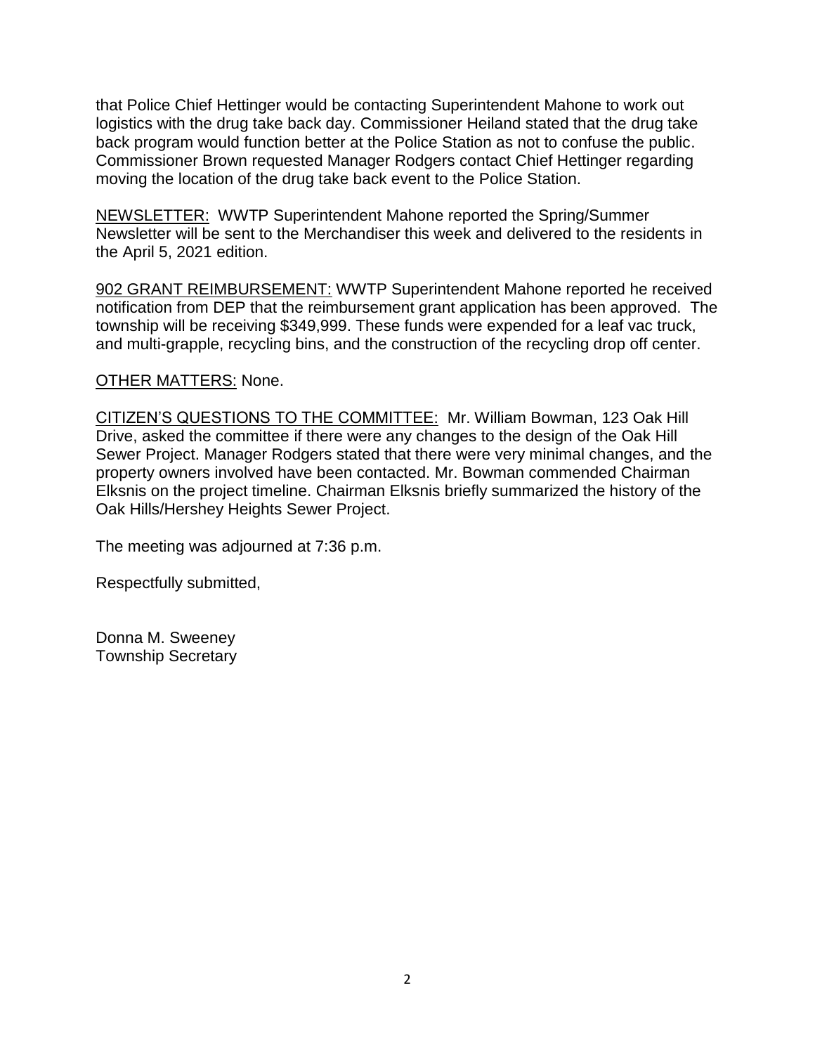that Police Chief Hettinger would be contacting Superintendent Mahone to work out logistics with the drug take back day. Commissioner Heiland stated that the drug take back program would function better at the Police Station as not to confuse the public. Commissioner Brown requested Manager Rodgers contact Chief Hettinger regarding moving the location of the drug take back event to the Police Station.

NEWSLETTER: WWTP Superintendent Mahone reported the Spring/Summer Newsletter will be sent to the Merchandiser this week and delivered to the residents in the April 5, 2021 edition.

902 GRANT REIMBURSEMENT: WWTP Superintendent Mahone reported he received notification from DEP that the reimbursement grant application has been approved. The township will be receiving $349,999. These funds were expended for a leaf vac truck, and multi-grapple, recycling bins, and the construction of the recycling drop off center.

OTHER MATTERS: None.

CITIZEN'S QUESTIONS TO THE COMMITTEE: Mr. William Bowman, 123 Oak Hill Drive, asked the committee if there were any changes to the design of the Oak Hill Sewer Project. Manager Rodgers stated that there were very minimal changes, and the property owners involved have been contacted. Mr. Bowman commended Chairman Elksnis on the project timeline. Chairman Elksnis briefly summarized the history of the Oak Hills/Hershey Heights Sewer Project.

The meeting was adjourned at 7:36 p.m.

Respectfully submitted,

Donna M. Sweeney
Township Secretary